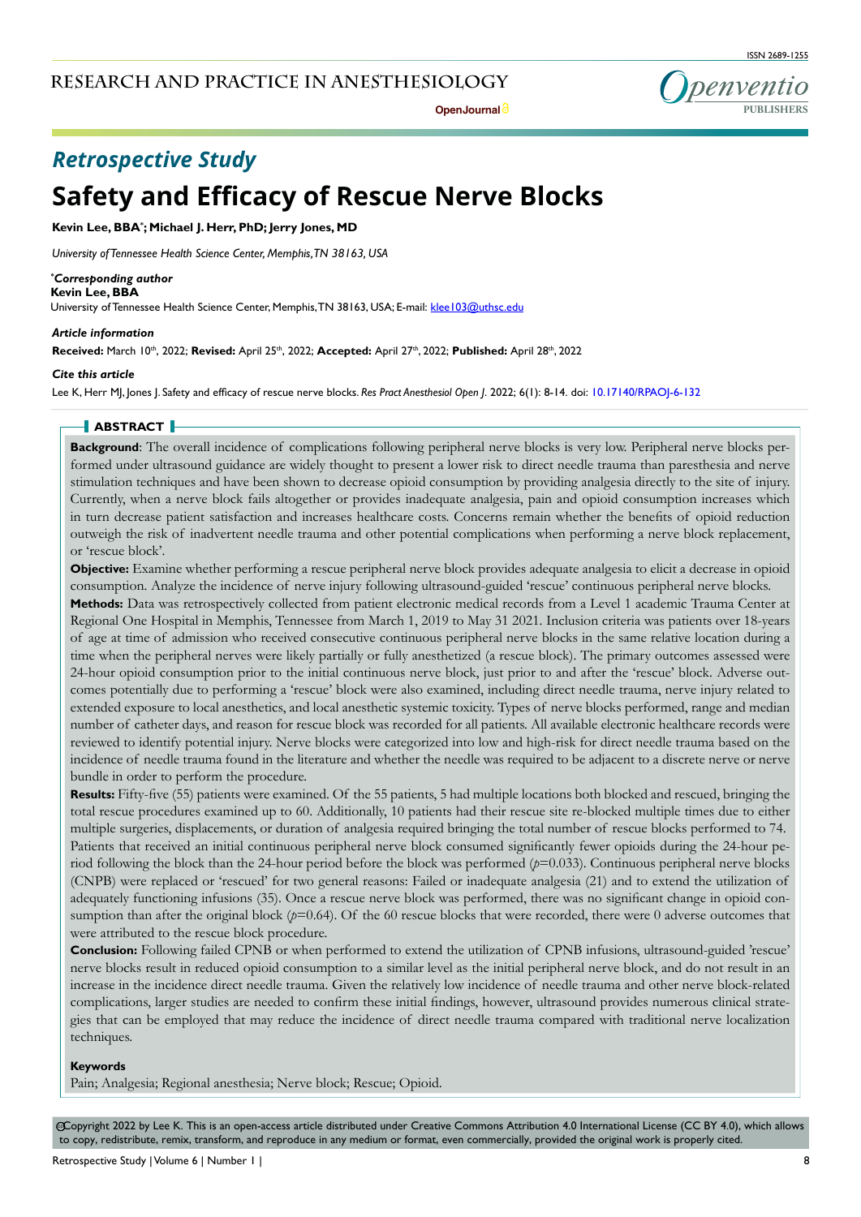RESEARCH AND PRACTICE IN ANESTHESIOLOGY

Open Journal

ISSN 2689-1255

*Retrospective Study*

# Safety and Efficacy of Rescue Nerve Blocks

**Kevin Lee, BBA*; Michael J. Herr, PhD; Jerry Jones, MD**

*University of Tennessee Health Science Center, Memphis, TN 38163, USA*

***Corresponding author***
**Kevin Lee, BBA**
University of Tennessee Health Science Center, Memphis, TN 38163, USA; E-mail: klee103@uthsc.edu

***Article information***
**Received:** March 10th, 2022; **Revised:** April 25th, 2022; **Accepted:** April 27th, 2022; **Published:** April 28th, 2022

***Cite this article***
Lee K, Herr MJ, Jones J. Safety and efficacy of rescue nerve blocks. *Res Pract Anesthesiol Open J*. 2022; 6(1): 8-14. doi: 10.17140/RPAOJ-6-132

## ABSTRACT

**Background**: The overall incidence of complications following peripheral nerve blocks is very low. Peripheral nerve blocks performed under ultrasound guidance are widely thought to present a lower risk to direct needle trauma than paresthesia and nerve stimulation techniques and have been shown to decrease opioid consumption by providing analgesia directly to the site of injury. Currently, when a nerve block fails altogether or provides inadequate analgesia, pain and opioid consumption increases which in turn decrease patient satisfaction and increases healthcare costs. Concerns remain whether the benefits of opioid reduction outweigh the risk of inadvertent needle trauma and other potential complications when performing a nerve block replacement, or 'rescue block'.

**Objective:** Examine whether performing a rescue peripheral nerve block provides adequate analgesia to elicit a decrease in opioid consumption. Analyze the incidence of nerve injury following ultrasound-guided 'rescue' continuous peripheral nerve blocks.

**Methods:** Data was retrospectively collected from patient electronic medical records from a Level 1 academic Trauma Center at Regional One Hospital in Memphis, Tennessee from March 1, 2019 to May 31 2021. Inclusion criteria was patients over 18-years of age at time of admission who received consecutive continuous peripheral nerve blocks in the same relative location during a time when the peripheral nerves were likely partially or fully anesthetized (a rescue block). The primary outcomes assessed were 24-hour opioid consumption prior to the initial continuous nerve block, just prior to and after the 'rescue' block. Adverse outcomes potentially due to performing a 'rescue' block were also examined, including direct needle trauma, nerve injury related to extended exposure to local anesthetics, and local anesthetic systemic toxicity. Types of nerve blocks performed, range and median number of catheter days, and reason for rescue block was recorded for all patients. All available electronic healthcare records were reviewed to identify potential injury. Nerve blocks were categorized into low and high-risk for direct needle trauma based on the incidence of needle trauma found in the literature and whether the needle was required to be adjacent to a discrete nerve or nerve bundle in order to perform the procedure.

**Results:** Fifty-five (55) patients were examined. Of the 55 patients, 5 had multiple locations both blocked and rescued, bringing the total rescue procedures examined up to 60. Additionally, 10 patients had their rescue site re-blocked multiple times due to either multiple surgeries, displacements, or duration of analgesia required bringing the total number of rescue blocks performed to 74. Patients that received an initial continuous peripheral nerve block consumed significantly fewer opioids during the 24-hour period following the block than the 24-hour period before the block was performed ($p$=0.033). Continuous peripheral nerve blocks (CNPB) were replaced or 'rescued' for two general reasons: Failed or inadequate analgesia (21) and to extend the utilization of adequately functioning infusions (35). Once a rescue nerve block was performed, there was no significant change in opioid consumption than after the original block ($p$=0.64). Of the 60 rescue blocks that were recorded, there were 0 adverse outcomes that were attributed to the rescue block procedure.

**Conclusion:** Following failed CPNB or when performed to extend the utilization of CPNB infusions, ultrasound-guided 'rescue' nerve blocks result in reduced opioid consumption to a similar level as the initial peripheral nerve block, and do not result in an increase in the incidence direct needle trauma. Given the relatively low incidence of needle trauma and other nerve block-related complications, larger studies are needed to confirm these initial findings, however, ultrasound provides numerous clinical strategies that can be employed that may reduce the incidence of direct needle trauma compared with traditional nerve localization techniques.

**Keywords**
Pain; Analgesia; Regional anesthesia; Nerve block; Rescue; Opioid.

©Copyright 2022 by Lee K. This is an open-access article distributed under Creative Commons Attribution 4.0 International License (CC BY 4.0), which allows to copy, redistribute, remix, transform, and reproduce in any medium or format, even commercially, provided the original work is properly cited.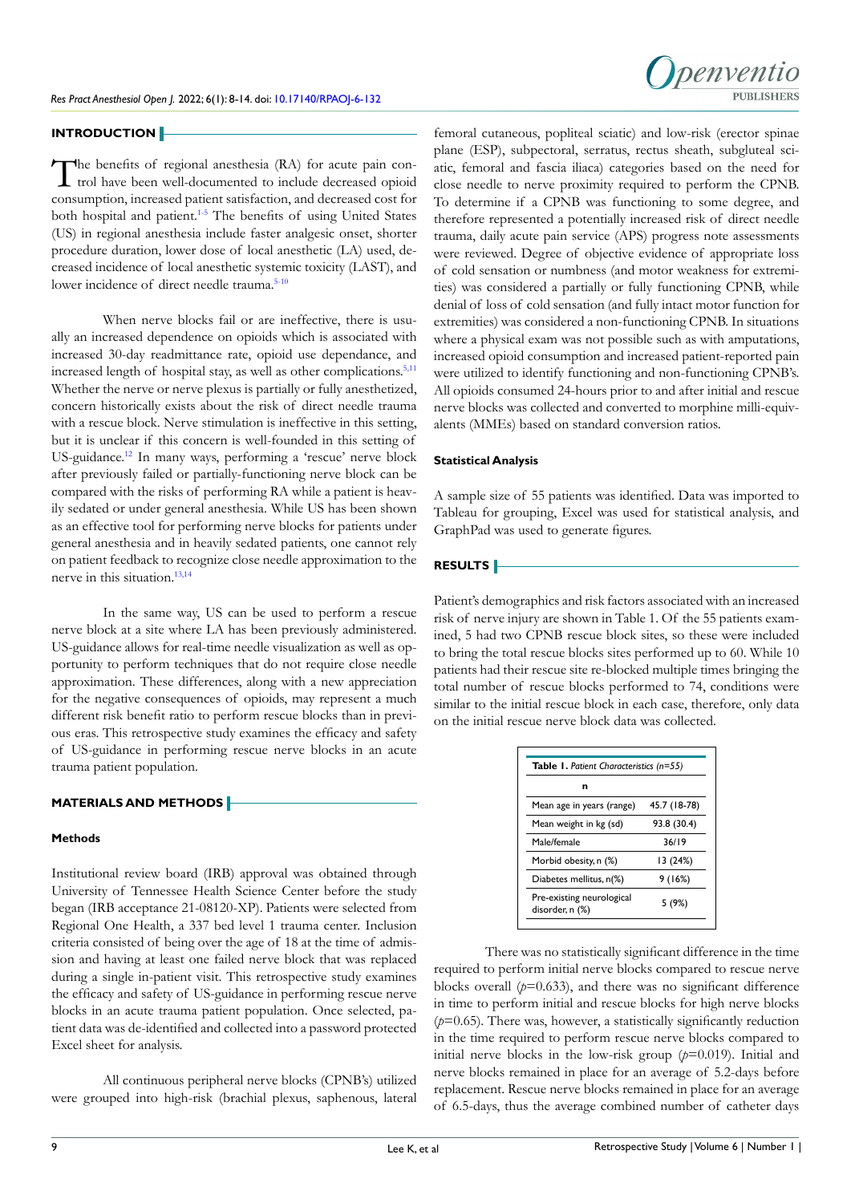## INTRODUCTION

The benefits of regional anesthesia (RA) for acute pain control have been well-documented to include decreased opioid consumption, increased patient satisfaction, and decreased cost for both hospital and patient.[1-5] The benefits of using United States (US) in regional anesthesia include faster analgesic onset, shorter procedure duration, lower dose of local anesthetic (LA) used, decreased incidence of local anesthetic systemic toxicity (LAST), and lower incidence of direct needle trauma.[5-10]

When nerve blocks fail or are ineffective, there is usually an increased dependence on opioids which is associated with increased 30-day readmittance rate, opioid use dependance, and increased length of hospital stay, as well as other complications.[5,11] Whether the nerve or nerve plexus is partially or fully anesthetized, concern historically exists about the risk of direct needle trauma with a rescue block. Nerve stimulation is ineffective in this setting, but it is unclear if this concern is well-founded in this setting of US-guidance.[12] In many ways, performing a 'rescue' nerve block after previously failed or partially-functioning nerve block can be compared with the risks of performing RA while a patient is heavily sedated or under general anesthesia. While US has been shown as an effective tool for performing nerve blocks for patients under general anesthesia and in heavily sedated patients, one cannot rely on patient feedback to recognize close needle approximation to the nerve in this situation.[13,14]

In the same way, US can be used to perform a rescue nerve block at a site where LA has been previously administered. US-guidance allows for real-time needle visualization as well as opportunity to perform techniques that do not require close needle approximation. These differences, along with a new appreciation for the negative consequences of opioids, may represent a much different risk benefit ratio to perform rescue blocks than in previous eras. This retrospective study examines the efficacy and safety of US-guidance in performing rescue nerve blocks in an acute trauma patient population.

## MATERIALS AND METHODS

### Methods

Institutional review board (IRB) approval was obtained through University of Tennessee Health Science Center before the study began (IRB acceptance 21-08120-XP). Patients were selected from Regional One Health, a 337 bed level 1 trauma center. Inclusion criteria consisted of being over the age of 18 at the time of admission and having at least one failed nerve block that was replaced during a single in-patient visit. This retrospective study examines the efficacy and safety of US-guidance in performing rescue nerve blocks in an acute trauma patient population. Once selected, patient data was de-identified and collected into a password protected Excel sheet for analysis.

All continuous peripheral nerve blocks (CPNB's) utilized were grouped into high-risk (brachial plexus, saphenous, lateral femoral cutaneous, popliteal sciatic) and low-risk (erector spinae plane (ESP), subpectoral, serratus, rectus sheath, subgluteal sciatic, femoral and fascia iliaca) categories based on the need for close needle to nerve proximity required to perform the CPNB. To determine if a CPNB was functioning to some degree, and therefore represented a potentially increased risk of direct needle trauma, daily acute pain service (APS) progress note assessments were reviewed. Degree of objective evidence of appropriate loss of cold sensation or numbness (and motor weakness for extremities) was considered a partially or fully functioning CPNB, while denial of loss of cold sensation (and fully intact motor function for extremities) was considered a non-functioning CPNB. In situations where a physical exam was not possible such as with amputations, increased opioid consumption and increased patient-reported pain were utilized to identify functioning and non-functioning CPNB's. All opioids consumed 24-hours prior to and after initial and rescue nerve blocks was collected and converted to morphine milli-equivalents (MMEs) based on standard conversion ratios.

### Statistical Analysis

A sample size of 55 patients was identified. Data was imported to Tableau for grouping, Excel was used for statistical analysis, and GraphPad was used to generate figures.

## RESULTS

Patient's demographics and risk factors associated with an increased risk of nerve injury are shown in Table 1. Of the 55 patients examined, 5 had two CPNB rescue block sites, so these were included to bring the total rescue blocks sites performed up to 60. While 10 patients had their rescue site re-blocked multiple times bringing the total number of rescue blocks performed to 74, conditions were similar to the initial rescue block in each case, therefore, only data on the initial rescue nerve block data was collected.

**Table 1.** *Patient Characteristics (n=55)*

| | n |
|---|---|
| Mean age in years (range) | 45.7 (18-78) |
| Mean weight in kg (sd) | 93.8 (30.4) |
| Male/female | 36/19 |
| Morbid obesity, n (%) | 13 (24%) |
| Diabetes mellitus, n(%) | 9 (16%) |
| Pre-existing neurological disorder, n (%) | 5 (9%) |

There was no statistically significant difference in the time required to perform initial nerve blocks compared to rescue nerve blocks overall ($p$=0.633), and there was no significant difference in time to perform initial and rescue blocks for high nerve blocks ($p$=0.65). There was, however, a statistically significantly reduction in the time required to perform rescue nerve blocks compared to initial nerve blocks in the low-risk group ($p$=0.019). Initial and nerve blocks remained in place for an average of 5.2-days before replacement. Rescue nerve blocks remained in place for an average of 6.5-days, thus the average combined number of catheter days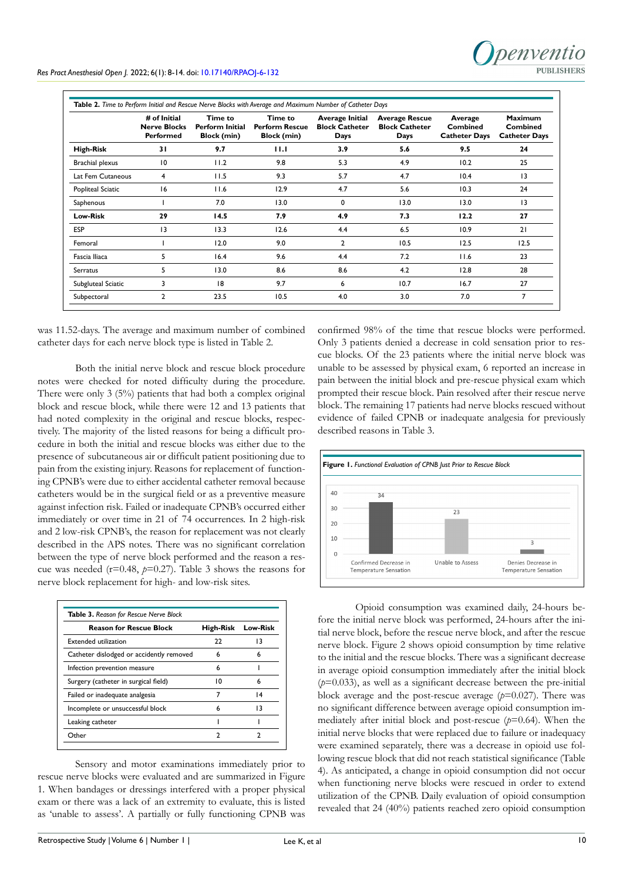**Table 2.** *Time to Perform Initial and Rescue Nerve Blocks with Average and Maximum Number of Catheter Days*

| | # of Initial Nerve Blocks Performed | Time to Perform Initial Block (min) | Time to Perform Rescue Block (min) | Average Initial Block Catheter Days | Average Rescue Block Catheter Days | Average Combined Catheter Days | Maximum Combined Catheter Days |
|---|---|---|---|---|---|---|---|
| **High-Risk** | **31** | **9.7** | **11.1** | **3.9** | **5.6** | **9.5** | **24** |
| Brachial plexus | 10 | 11.2 | 9.8 | 5.3 | 4.9 | 10.2 | 25 |
| Lat Fem Cutaneous | 4 | 11.5 | 9.3 | 5.7 | 4.7 | 10.4 | 13 |
| Popliteal Sciatic | 16 | 11.6 | 12.9 | 4.7 | 5.6 | 10.3 | 24 |
| Saphenous | 1 | 7.0 | 13.0 | 0 | 13.0 | 13.0 | 13 |
| **Low-Risk** | **29** | **14.5** | **7.9** | **4.9** | **7.3** | **12.2** | **27** |
| ESP | 13 | 13.3 | 12.6 | 4.4 | 6.5 | 10.9 | 21 |
| Femoral | 1 | 12.0 | 9.0 | 2 | 10.5 | 12.5 | 12.5 |
| Fascia Iliaca | 5 | 16.4 | 9.6 | 4.4 | 7.2 | 11.6 | 23 |
| Serratus | 5 | 13.0 | 8.6 | 8.6 | 4.2 | 12.8 | 28 |
| Subgluteal Sciatic | 3 | 18 | 9.7 | 6 | 10.7 | 16.7 | 27 |
| Subpectoral | 2 | 23.5 | 10.5 | 4.0 | 3.0 | 7.0 | 7 |

was 11.52-days. The average and maximum number of combined catheter days for each nerve block type is listed in Table 2.

Both the initial nerve block and rescue block procedure notes were checked for noted difficulty during the procedure. There were only 3 (5%) patients that had both a complex original block and rescue block, while there were 12 and 13 patients that had noted complexity in the original and rescue blocks, respectively. The majority of the listed reasons for being a difficult procedure in both the initial and rescue blocks was either due to the presence of subcutaneous air or difficult patient positioning due to pain from the existing injury. Reasons for replacement of functioning CPNB's were due to either accidental catheter removal because catheters would be in the surgical field or as a preventive measure against infection risk. Failed or inadequate CPNB's occurred either immediately or over time in 21 of 74 occurrences. In 2 high-risk and 2 low-risk CPNB's, the reason for replacement was not clearly described in the APS notes. There was no significant correlation between the type of nerve block performed and the reason a rescue was needed ($r$=0.48, $p$=0.27). Table 3 shows the reasons for nerve block replacement for high- and low-risk sites.

**Table 3.** *Reason for Rescue Nerve Block*

| Reason for Rescue Block | High-Risk | Low-Risk |
|---|---|---|
| Extended utilization | 22 | 13 |
| Catheter dislodged or accidently removed | 6 | 6 |
| Infection prevention measure | 6 | 1 |
| Surgery (catheter in surgical field) | 10 | 6 |
| Failed or inadequate analgesia | 7 | 14 |
| Incomplete or unsuccessful block | 6 | 13 |
| Leaking catheter | 1 | 1 |
| Other | 2 | 2 |

Sensory and motor examinations immediately prior to rescue nerve blocks were evaluated and are summarized in Figure 1. When bandages or dressings interfered with a proper physical exam or there was a lack of an extremity to evaluate, this is listed as 'unable to assess'. A partially or fully functioning CPNB was confirmed 98% of the time that rescue blocks were performed. Only 3 patients denied a decrease in cold sensation prior to rescue blocks. Of the 23 patients where the initial nerve block was unable to be assessed by physical exam, 6 reported an increase in pain between the initial block and pre-rescue physical exam which prompted their rescue block. Pain resolved after their rescue nerve block. The remaining 17 patients had nerve blocks rescued without evidence of failed CPNB or inadequate analgesia for previously described reasons in Table 3.

**Figure 1.** *Functional Evaluation of CPNB Just Prior to Rescue Block*

40
30
20
10
0
34
23
3
Confirmed Decrease in Temperature Sensation
Unable to Assess
Denies Decrease in Temperature Sensation

Opioid consumption was examined daily, 24-hours before the initial nerve block was performed, 24-hours after the initial nerve block, before the rescue nerve block, and after the rescue nerve block. Figure 2 shows opioid consumption by time relative to the initial and the rescue blocks. There was a significant decrease in average opioid consumption immediately after the initial block ($p$=0.033), as well as a significant decrease between the pre-initial block average and the post-rescue average ($p$=0.027). There was no significant difference between average opioid consumption immediately after initial block and post-rescue ($p$=0.64). When the initial nerve blocks that were replaced due to failure or inadequacy were examined separately, there was a decrease in opioid use following rescue block that did not reach statistical significance (Table 4). As anticipated, a change in opioid consumption did not occur when functioning nerve blocks were rescued in order to extend utilization of the CPNB. Daily evaluation of opioid consumption revealed that 24 (40%) patients reached zero opioid consumption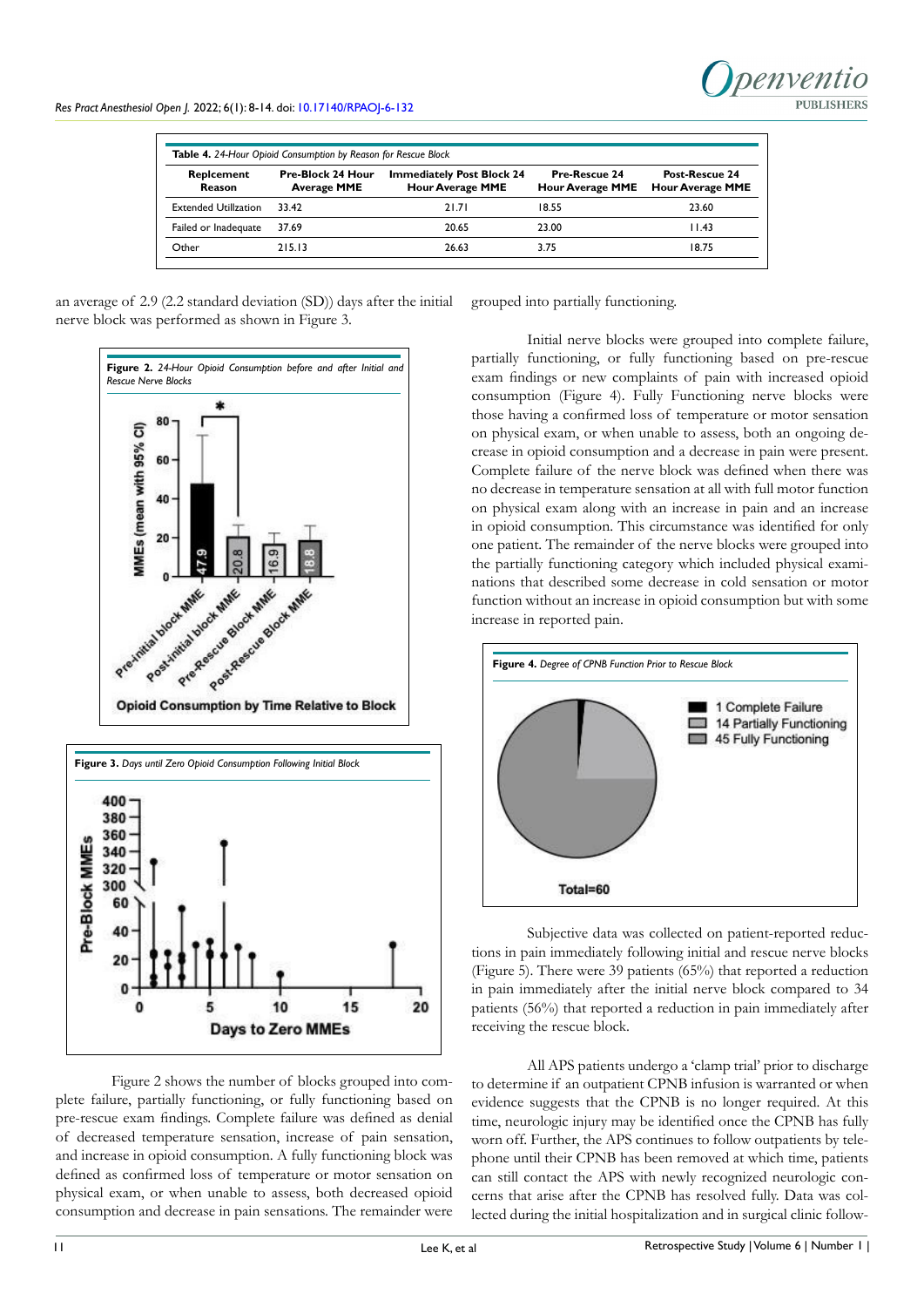**Table 4.** *24-Hour Opioid Consumption by Reason for Rescue Block*

| Replcement Reason | Pre-Block 24 Hour Average MME | Immediately Post Block 24 Hour Average MME | Pre-Rescue 24 Hour Average MME | Post-Rescue 24 Hour Average MME |
|---|---|---|---|---|
| Extended Utillzation | 33.42 | 21.71 | 18.55 | 23.60 |
| Failed or Inadequate | 37.69 | 20.65 | 23.00 | 11.43 |
| Other | 215.13 | 26.63 | 3.75 | 18.75 |

an average of 2.9 (2.2 standard deviation (SD)) days after the initial nerve block was performed as shown in Figure 3.

**Figure 2.** *24-Hour Opioid Consumption before and after Initial and Rescue Nerve Blocks*

MMEs (mean with 95% CI)

80
60
40
20
0

*

47.9
20.8
16.9
18.8

Pre-initial block MME
Post-initial block MME
Pre-Rescue Block MME
Post-Rescue Block MME

Opioid Consumption by Time Relative to Block

**Figure 3.** *Days until Zero Opioid Consumption Following Initial Block*

Pre-Block MMEs

400
380
360
340
320
300
60
40
20
0

0
5
10
15
20

Days to Zero MMEs

Figure 2 shows the number of blocks grouped into complete failure, partially functioning, or fully functioning based on pre-rescue exam findings. Complete failure was defined as denial of decreased temperature sensation, increase of pain sensation, and increase in opioid consumption. A fully functioning block was defined as confirmed loss of temperature or motor sensation on physical exam, or when unable to assess, both decreased opioid consumption and decrease in pain sensations. The remainder were grouped into partially functioning.

Initial nerve blocks were grouped into complete failure, partially functioning, or fully functioning based on pre-rescue exam findings or new complaints of pain with increased opioid consumption (Figure 4). Fully Functioning nerve blocks were those having a confirmed loss of temperature or motor sensation on physical exam, or when unable to assess, both an ongoing decrease in opioid consumption and a decrease in pain were present. Complete failure of the nerve block was defined when there was no decrease in temperature sensation at all with full motor function on physical exam along with an increase in pain and an increase in opioid consumption. This circumstance was identified for only one patient. The remainder of the nerve blocks were grouped into the partially functioning category which included physical examinations that described some decrease in cold sensation or motor function without an increase in opioid consumption but with some increase in reported pain.

**Figure 4.** *Degree of CPNB Function Prior to Rescue Block*

1 Complete Failure
14 Partially Functioning
45 Fully Functioning

Total=60

Subjective data was collected on patient-reported reductions in pain immediately following initial and rescue nerve blocks (Figure 5). There were 39 patients (65%) that reported a reduction in pain immediately after the initial nerve block compared to 34 patients (56%) that reported a reduction in pain immediately after receiving the rescue block.

All APS patients undergo a 'clamp trial' prior to discharge to determine if an outpatient CPNB infusion is warranted or when evidence suggests that the CPNB is no longer required. At this time, neurologic injury may be identified once the CPNB has fully worn off. Further, the APS continues to follow outpatients by telephone until their CPNB has been removed at which time, patients can still contact the APS with newly recognized neurologic concerns that arise after the CPNB has resolved fully. Data was collected during the initial hospitalization and in surgical clinic follow-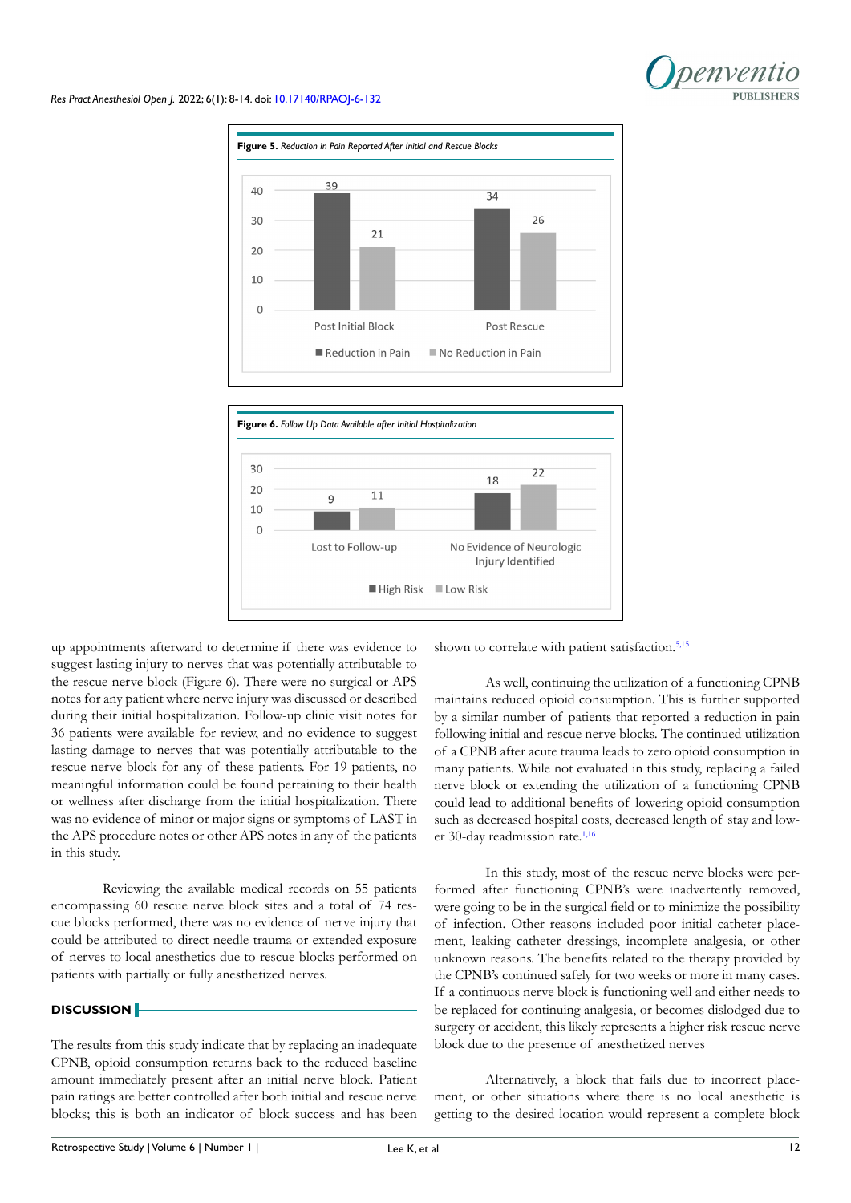**Figure 5.** *Reduction in Pain Reported After Initial and Rescue Blocks*

40
30
20
10
0

39
21
34
26

Post Initial Block
Post Rescue

Reduction in Pain
No Reduction in Pain

**Figure 6.** *Follow Up Data Available after Initial Hospitalization*

30
20
10
0

9
11
18
22

Lost to Follow-up
No Evidence of Neurologic Injury Identified

High Risk
Low Risk

up appointments afterward to determine if there was evidence to suggest lasting injury to nerves that was potentially attributable to the rescue nerve block (Figure 6). There were no surgical or APS notes for any patient where nerve injury was discussed or described during their initial hospitalization. Follow-up clinic visit notes for 36 patients were available for review, and no evidence to suggest lasting damage to nerves that was potentially attributable to the rescue nerve block for any of these patients. For 19 patients, no meaningful information could be found pertaining to their health or wellness after discharge from the initial hospitalization. There was no evidence of minor or major signs or symptoms of LAST in the APS procedure notes or other APS notes in any of the patients in this study.

Reviewing the available medical records on 55 patients encompassing 60 rescue nerve block sites and a total of 74 rescue blocks performed, there was no evidence of nerve injury that could be attributed to direct needle trauma or extended exposure of nerves to local anesthetics due to rescue blocks performed on patients with partially or fully anesthetized nerves.

## DISCUSSION

The results from this study indicate that by replacing an inadequate CPNB, opioid consumption returns back to the reduced baseline amount immediately present after an initial nerve block. Patient pain ratings are better controlled after both initial and rescue nerve blocks; this is both an indicator of block success and has been shown to correlate with patient satisfaction.[5,15]

As well, continuing the utilization of a functioning CPNB maintains reduced opioid consumption. This is further supported by a similar number of patients that reported a reduction in pain following initial and rescue nerve blocks. The continued utilization of a CPNB after acute trauma leads to zero opioid consumption in many patients. While not evaluated in this study, replacing a failed nerve block or extending the utilization of a functioning CPNB could lead to additional benefits of lowering opioid consumption such as decreased hospital costs, decreased length of stay and lower 30-day readmission rate.[1,16]

In this study, most of the rescue nerve blocks were performed after functioning CPNB's were inadvertently removed, were going to be in the surgical field or to minimize the possibility of infection. Other reasons included poor initial catheter placement, leaking catheter dressings, incomplete analgesia, or other unknown reasons. The benefits related to the therapy provided by the CPNB's continued safely for two weeks or more in many cases. If a continuous nerve block is functioning well and either needs to be replaced for continuing analgesia, or becomes dislodged due to surgery or accident, this likely represents a higher risk rescue nerve block due to the presence of anesthetized nerves

Alternatively, a block that fails due to incorrect placement, or other situations where there is no local anesthetic is getting to the desired location would represent a complete block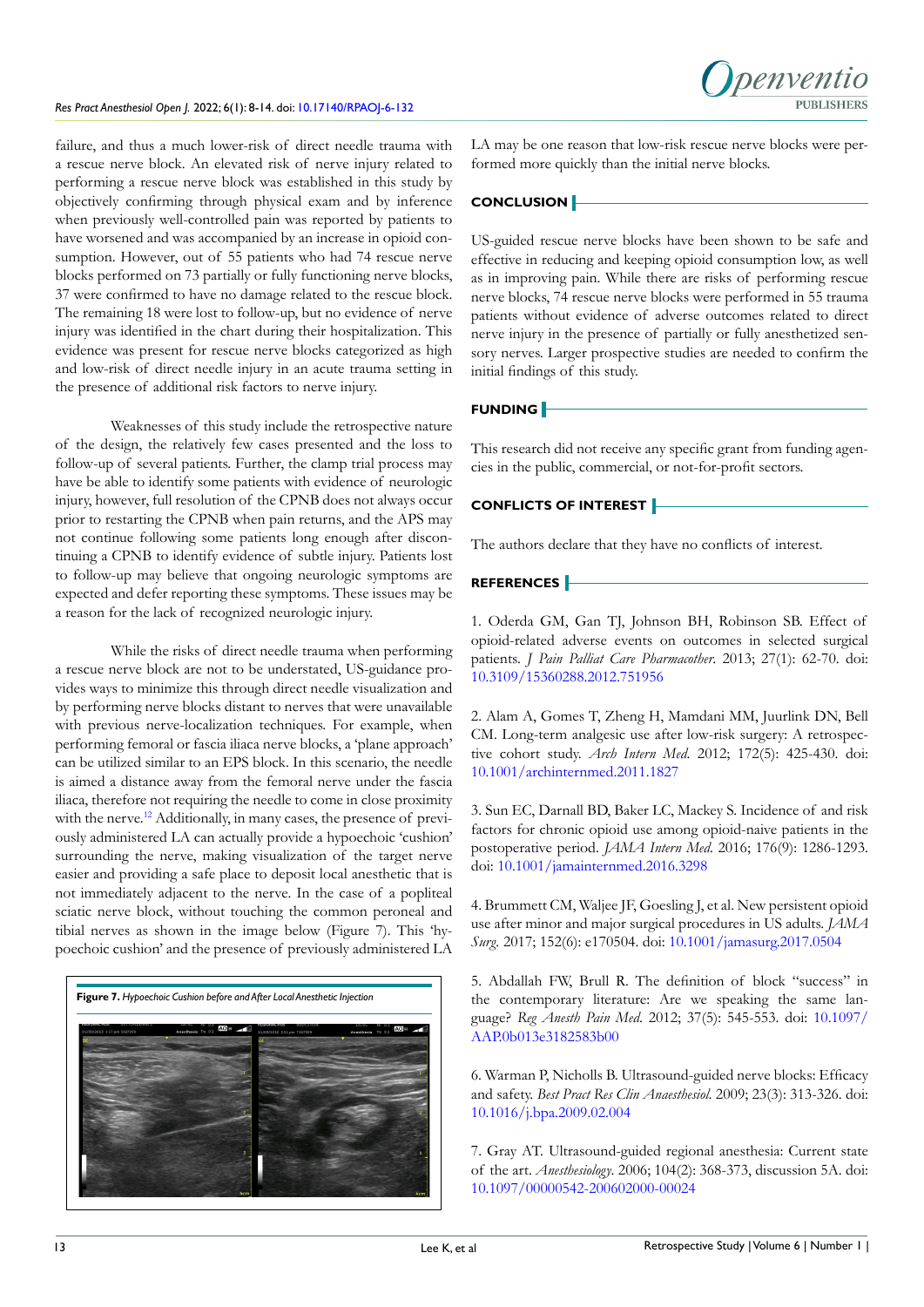failure, and thus a much lower-risk of direct needle trauma with a rescue nerve block. An elevated risk of nerve injury related to performing a rescue nerve block was established in this study by objectively confirming through physical exam and by inference when previously well-controlled pain was reported by patients to have worsened and was accompanied by an increase in opioid consumption. However, out of 55 patients who had 74 rescue nerve blocks performed on 73 partially or fully functioning nerve blocks, 37 were confirmed to have no damage related to the rescue block. The remaining 18 were lost to follow-up, but no evidence of nerve injury was identified in the chart during their hospitalization. This evidence was present for rescue nerve blocks categorized as high and low-risk of direct needle injury in an acute trauma setting in the presence of additional risk factors to nerve injury.

Weaknesses of this study include the retrospective nature of the design, the relatively few cases presented and the loss to follow-up of several patients. Further, the clamp trial process may have be able to identify some patients with evidence of neurologic injury, however, full resolution of the CPNB does not always occur prior to restarting the CPNB when pain returns, and the APS may not continue following some patients long enough after discontinuing a CPNB to identify evidence of subtle injury. Patients lost to follow-up may believe that ongoing neurologic symptoms are expected and defer reporting these symptoms. These issues may be a reason for the lack of recognized neurologic injury.

While the risks of direct needle trauma when performing a rescue nerve block are not to be understated, US-guidance provides ways to minimize this through direct needle visualization and by performing nerve blocks distant to nerves that were unavailable with previous nerve-localization techniques. For example, when performing femoral or fascia iliaca nerve blocks, a 'plane approach' can be utilized similar to an EPS block. In this scenario, the needle is aimed a distance away from the femoral nerve under the fascia iliaca, therefore not requiring the needle to come in close proximity with the nerve.[12] Additionally, in many cases, the presence of previously administered LA can actually provide a hypoechoic 'cushion' surrounding the nerve, making visualization of the target nerve easier and providing a safe place to deposit local anesthetic that is not immediately adjacent to the nerve. In the case of a popliteal sciatic nerve block, without touching the common peroneal and tibial nerves as shown in the image below (Figure 7). This 'hypoechoic cushion' and the presence of previously administered LA may be one reason that low-risk rescue nerve blocks were performed more quickly than the initial nerve blocks.

**Figure 7.** *Hypoechoic Cushion before and After Local Anesthetic Injection*

## CONCLUSION

US-guided rescue nerve blocks have been shown to be safe and effective in reducing and keeping opioid consumption low, as well as in improving pain. While there are risks of performing rescue nerve blocks, 74 rescue nerve blocks were performed in 55 trauma patients without evidence of adverse outcomes related to direct nerve injury in the presence of partially or fully anesthetized sensory nerves. Larger prospective studies are needed to confirm the initial findings of this study.

## FUNDING

This research did not receive any specific grant from funding agencies in the public, commercial, or not-for-profit sectors.

## CONFLICTS OF INTEREST

The authors declare that they have no conflicts of interest.

## REFERENCES

1. Oderda GM, Gan TJ, Johnson BH, Robinson SB. Effect of opioid-related adverse events on outcomes in selected surgical patients. *J Pain Palliat Care Pharmacother.* 2013; 27(1): 62-70. doi: 10.3109/15360288.2012.751956

2. Alam A, Gomes T, Zheng H, Mamdani MM, Juurlink DN, Bell CM. Long-term analgesic use after low-risk surgery: A retrospective cohort study. *Arch Intern Med.* 2012; 172(5): 425-430. doi: 10.1001/archinternmed.2011.1827

3. Sun EC, Darnall BD, Baker LC, Mackey S. Incidence of and risk factors for chronic opioid use among opioid-naive patients in the postoperative period. *JAMA Intern Med.* 2016; 176(9): 1286-1293. doi: 10.1001/jamainternmed.2016.3298

4. Brummett CM, Waljee JF, Goesling J, et al. New persistent opioid use after minor and major surgical procedures in US adults. *JAMA Surg.* 2017; 152(6): e170504. doi: 10.1001/jamasurg.2017.0504

5. Abdallah FW, Brull R. The definition of block "success" in the contemporary literature: Are we speaking the same language? *Reg Anesth Pain Med.* 2012; 37(5): 545-553. doi: 10.1097/AAP.0b013e3182583b00

6. Warman P, Nicholls B. Ultrasound-guided nerve blocks: Efficacy and safety. *Best Pract Res Clin Anaesthesiol.* 2009; 23(3): 313-326. doi: 10.1016/j.bpa.2009.02.004

7. Gray AT. Ultrasound-guided regional anesthesia: Current state of the art. *Anesthesiology.* 2006; 104(2): 368-373, discussion 5A. doi: 10.1097/00000542-200602000-00024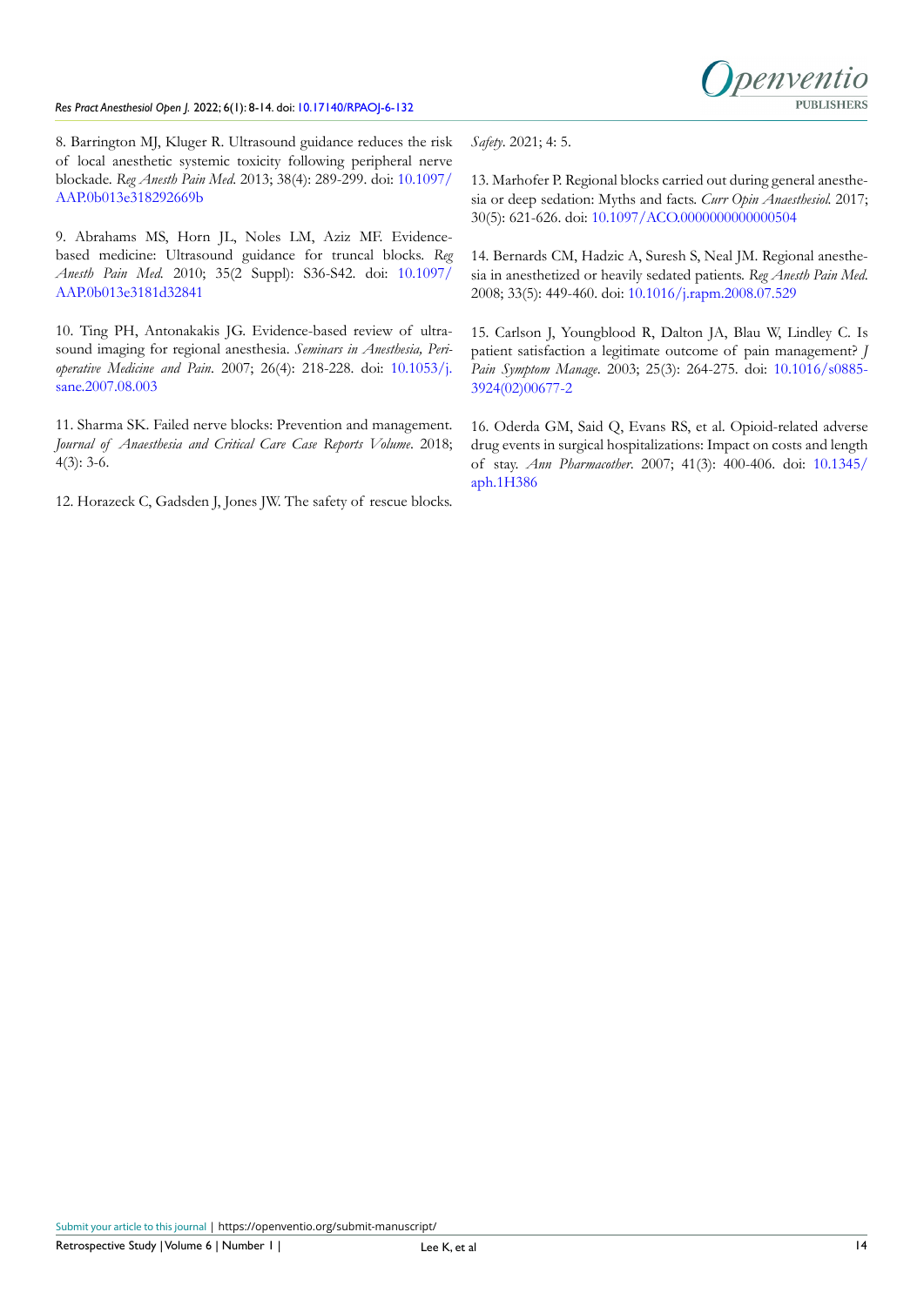8. Barrington MJ, Kluger R. Ultrasound guidance reduces the risk of local anesthetic systemic toxicity following peripheral nerve blockade. *Reg Anesth Pain Med*. 2013; 38(4): 289-299. doi: 10.1097/AAP.0b013e318292669b

9. Abrahams MS, Horn JL, Noles LM, Aziz MF. Evidence-based medicine: Ultrasound guidance for truncal blocks. *Reg Anesth Pain Med.* 2010; 35(2 Suppl): S36-S42. doi: 10.1097/AAP.0b013e3181d32841

10. Ting PH, Antonakakis JG. Evidence-based review of ultrasound imaging for regional anesthesia. *Seminars in Anesthesia, Perioperative Medicine and Pain*. 2007; 26(4): 218-228. doi: 10.1053/j.sane.2007.08.003

11. Sharma SK. Failed nerve blocks: Prevention and management. *Journal of Anaesthesia and Critical Care Case Reports Volume*. 2018; 4(3): 3-6.

12. Horazeck C, Gadsden J, Jones JW. The safety of rescue blocks. *Safety*. 2021; 4: 5.

13. Marhofer P. Regional blocks carried out during general anesthesia or deep sedation: Myths and facts. *Curr Opin Anaesthesiol.* 2017; 30(5): 621-626. doi: 10.1097/ACO.0000000000000504

14. Bernards CM, Hadzic A, Suresh S, Neal JM. Regional anesthesia in anesthetized or heavily sedated patients. *Reg Anesth Pain Med.* 2008; 33(5): 449-460. doi: 10.1016/j.rapm.2008.07.529

15. Carlson J, Youngblood R, Dalton JA, Blau W, Lindley C. Is patient satisfaction a legitimate outcome of pain management? *J Pain Symptom Manage*. 2003; 25(3): 264-275. doi: 10.1016/s0885-3924(02)00677-2

16. Oderda GM, Said Q, Evans RS, et al. Opioid-related adverse drug events in surgical hospitalizations: Impact on costs and length of stay. *Ann Pharmacother*. 2007; 41(3): 400-406. doi: 10.1345/aph.1H386